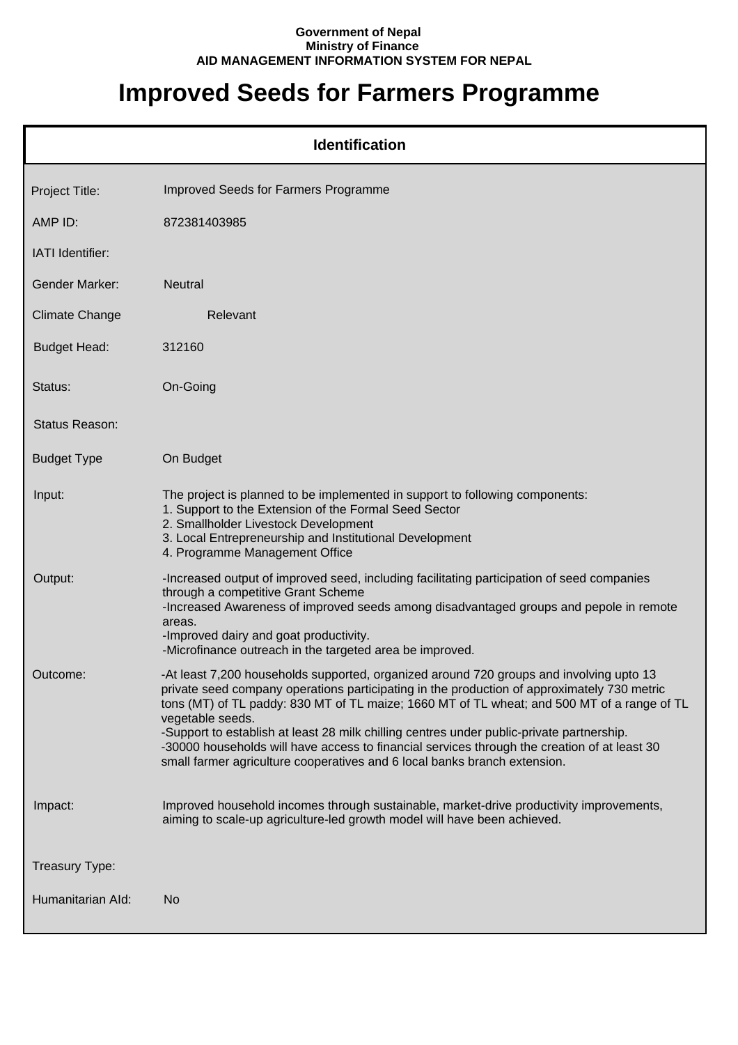**Government of Nepal**
**Ministry of Finance**
**AID MANAGEMENT INFORMATION SYSTEM FOR NEPAL**

# Improved Seeds for Farmers Programme

## Identification

| Field | Value |
|---|---|
| Project Title: | Improved Seeds for Farmers Programme |
| AMP ID: | 872381403985 |
| IATI Identifier: | |
| Gender Marker: | Neutral |
| Climate Change | Relevant |
| Budget Head: | 312160 |
| Status: | On-Going |
| Status Reason: | |
| Budget Type | On Budget |
| Input: | The project is planned to be implemented in support to following components:<br>1. Support to the Extension of the Formal Seed Sector<br>2. Smallholder Livestock Development<br>3. Local Entrepreneurship and Institutional Development<br>4. Programme Management Office |
| Output: | -Increased output of improved seed, including facilitating participation of seed companies through a competitive Grant Scheme<br>-Increased Awareness of improved seeds among disadvantaged groups and pepole in remote areas.<br>-Improved dairy and goat productivity.<br>-Microfinance outreach in the targeted area be improved. |
| Outcome: | -At least 7,200 households supported, organized around 720 groups and involving upto 13 private seed company operations participating in the production of approximately 730 metric tons (MT) of TL paddy: 830 MT of TL maize; 1660 MT of TL wheat; and 500 MT of a range of TL vegetable seeds.<br>-Support to establish at least 28 milk chilling centres under public-private partnership.<br>-30000 households will have access to financial services through the creation of at least 30 small farmer agriculture cooperatives and 6 local banks branch extension. |
| Impact: | Improved household incomes through sustainable, market-drive productivity improvements, aiming to scale-up agriculture-led growth model will have been achieved. |
| Treasury Type: | |
| Humanitarian AId: | No |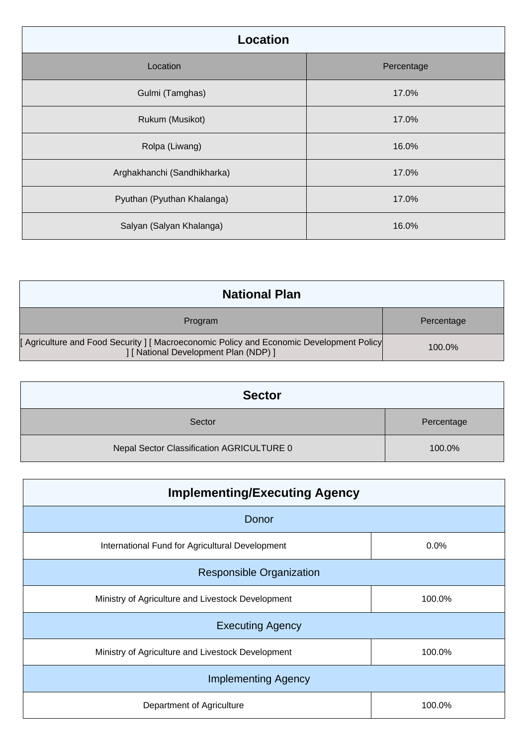| Location | |
|---|---|
| Location | Percentage |
| Gulmi (Tamghas) | 17.0% |
| Rukum (Musikot) | 17.0% |
| Rolpa (Liwang) | 16.0% |
| Arghakhanchi (Sandhikharka) | 17.0% |
| Pyuthan (Pyuthan Khalanga) | 17.0% |
| Salyan (Salyan Khalanga) | 16.0% |

| National Plan | |
|---|---|
| Program | Percentage |
| [ Agriculture and Food Security ] [ Macroeconomic Policy and Economic Development Policy ] [ National Development Plan (NDP) ] | 100.0% |

| Sector | |
|---|---|
| Sector | Percentage |
| Nepal Sector Classification AGRICULTURE 0 | 100.0% |

| Implementing/Executing Agency | |
|---|---|
| Donor | |
| International Fund for Agricultural Development | 0.0% |
| Responsible Organization | |
| Ministry of Agriculture and Livestock Development | 100.0% |
| Executing Agency | |
| Ministry of Agriculture and Livestock Development | 100.0% |
| Implementing Agency | |
| Department of Agriculture | 100.0% |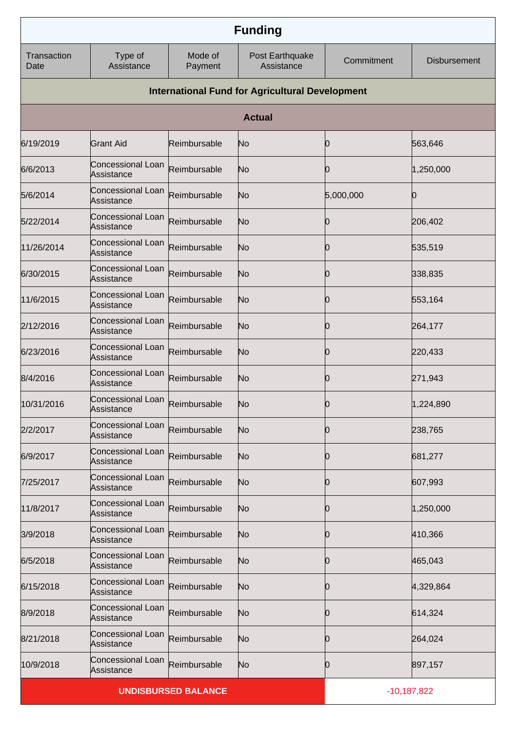| Funding | | | | | |
|---|---|---|---|---|---|
| Transaction Date | Type of Assistance | Mode of Payment | Post Earthquake Assistance | Commitment | Disbursement |
| **International Fund for Agricultural Development** | | | | | |
| **Actual** | | | | | |
| 6/19/2019 | Grant Aid | Reimbursable | No | 0 | 563,646 |
| 6/6/2013 | Concessional Loan Assistance | Reimbursable | No | 0 | 1,250,000 |
| 5/6/2014 | Concessional Loan Assistance | Reimbursable | No | 5,000,000 | 0 |
| 5/22/2014 | Concessional Loan Assistance | Reimbursable | No | 0 | 206,402 |
| 11/26/2014 | Concessional Loan Assistance | Reimbursable | No | 0 | 535,519 |
| 6/30/2015 | Concessional Loan Assistance | Reimbursable | No | 0 | 338,835 |
| 11/6/2015 | Concessional Loan Assistance | Reimbursable | No | 0 | 553,164 |
| 2/12/2016 | Concessional Loan Assistance | Reimbursable | No | 0 | 264,177 |
| 6/23/2016 | Concessional Loan Assistance | Reimbursable | No | 0 | 220,433 |
| 8/4/2016 | Concessional Loan Assistance | Reimbursable | No | 0 | 271,943 |
| 10/31/2016 | Concessional Loan Assistance | Reimbursable | No | 0 | 1,224,890 |
| 2/2/2017 | Concessional Loan Assistance | Reimbursable | No | 0 | 238,765 |
| 6/9/2017 | Concessional Loan Assistance | Reimbursable | No | 0 | 681,277 |
| 7/25/2017 | Concessional Loan Assistance | Reimbursable | No | 0 | 607,993 |
| 11/8/2017 | Concessional Loan Assistance | Reimbursable | No | 0 | 1,250,000 |
| 3/9/2018 | Concessional Loan Assistance | Reimbursable | No | 0 | 410,366 |
| 6/5/2018 | Concessional Loan Assistance | Reimbursable | No | 0 | 465,043 |
| 6/15/2018 | Concessional Loan Assistance | Reimbursable | No | 0 | 4,329,864 |
| 8/9/2018 | Concessional Loan Assistance | Reimbursable | No | 0 | 614,324 |
| 8/21/2018 | Concessional Loan Assistance | Reimbursable | No | 0 | 264,024 |
| 10/9/2018 | Concessional Loan Assistance | Reimbursable | No | 0 | 897,157 |
| **UNDISBURSED BALANCE** | | | | -10,187,822 | |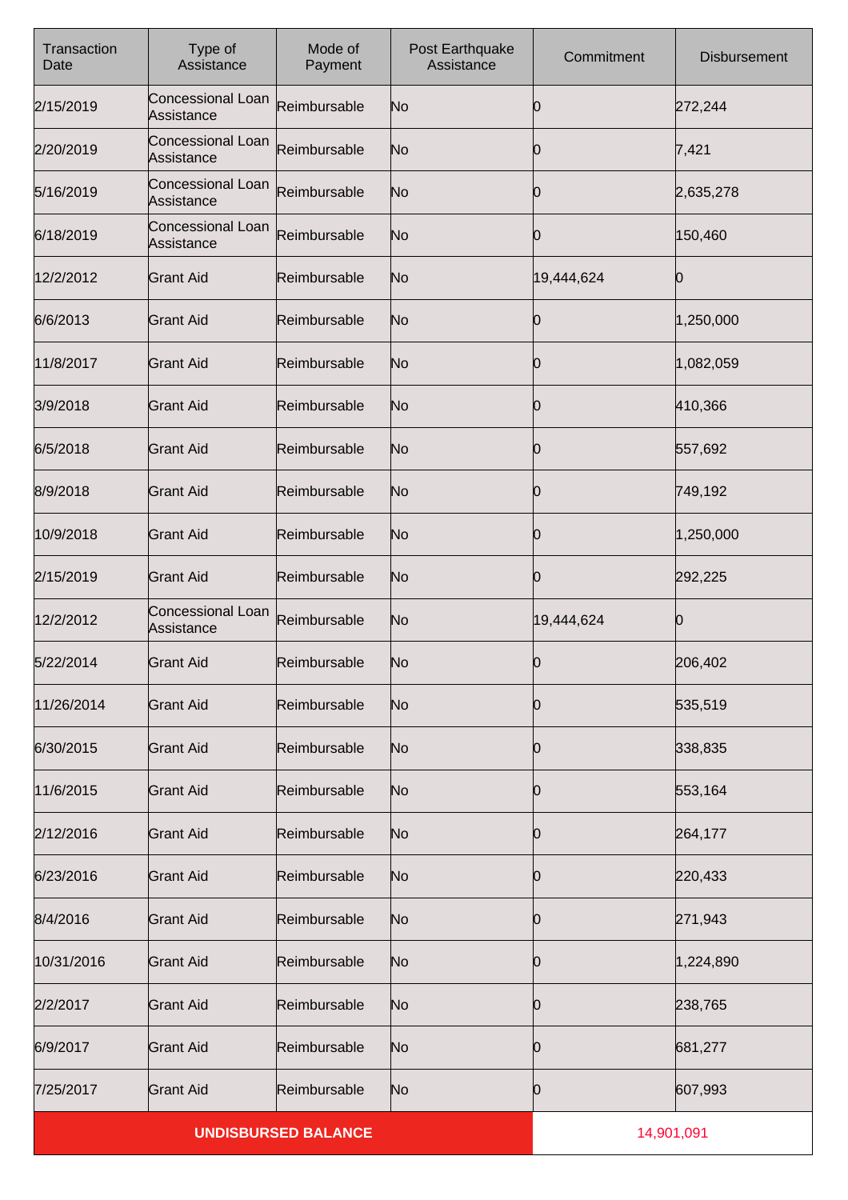| Transaction Date | Type of Assistance | Mode of Payment | Post Earthquake Assistance | Commitment | Disbursement |
|---|---|---|---|---|---|
| 2/15/2019 | Concessional Loan Assistance | Reimbursable | No | 0 | 272,244 |
| 2/20/2019 | Concessional Loan Assistance | Reimbursable | No | 0 | 7,421 |
| 5/16/2019 | Concessional Loan Assistance | Reimbursable | No | 0 | 2,635,278 |
| 6/18/2019 | Concessional Loan Assistance | Reimbursable | No | 0 | 150,460 |
| 12/2/2012 | Grant Aid | Reimbursable | No | 19,444,624 | 0 |
| 6/6/2013 | Grant Aid | Reimbursable | No | 0 | 1,250,000 |
| 11/8/2017 | Grant Aid | Reimbursable | No | 0 | 1,082,059 |
| 3/9/2018 | Grant Aid | Reimbursable | No | 0 | 410,366 |
| 6/5/2018 | Grant Aid | Reimbursable | No | 0 | 557,692 |
| 8/9/2018 | Grant Aid | Reimbursable | No | 0 | 749,192 |
| 10/9/2018 | Grant Aid | Reimbursable | No | 0 | 1,250,000 |
| 2/15/2019 | Grant Aid | Reimbursable | No | 0 | 292,225 |
| 12/2/2012 | Concessional Loan Assistance | Reimbursable | No | 19,444,624 | 0 |
| 5/22/2014 | Grant Aid | Reimbursable | No | 0 | 206,402 |
| 11/26/2014 | Grant Aid | Reimbursable | No | 0 | 535,519 |
| 6/30/2015 | Grant Aid | Reimbursable | No | 0 | 338,835 |
| 11/6/2015 | Grant Aid | Reimbursable | No | 0 | 553,164 |
| 2/12/2016 | Grant Aid | Reimbursable | No | 0 | 264,177 |
| 6/23/2016 | Grant Aid | Reimbursable | No | 0 | 220,433 |
| 8/4/2016 | Grant Aid | Reimbursable | No | 0 | 271,943 |
| 10/31/2016 | Grant Aid | Reimbursable | No | 0 | 1,224,890 |
| 2/2/2017 | Grant Aid | Reimbursable | No | 0 | 238,765 |
| 6/9/2017 | Grant Aid | Reimbursable | No | 0 | 681,277 |
| 7/25/2017 | Grant Aid | Reimbursable | No | 0 | 607,993 |
| **UNDISBURSED BALANCE** | | | | 14,901,091 | |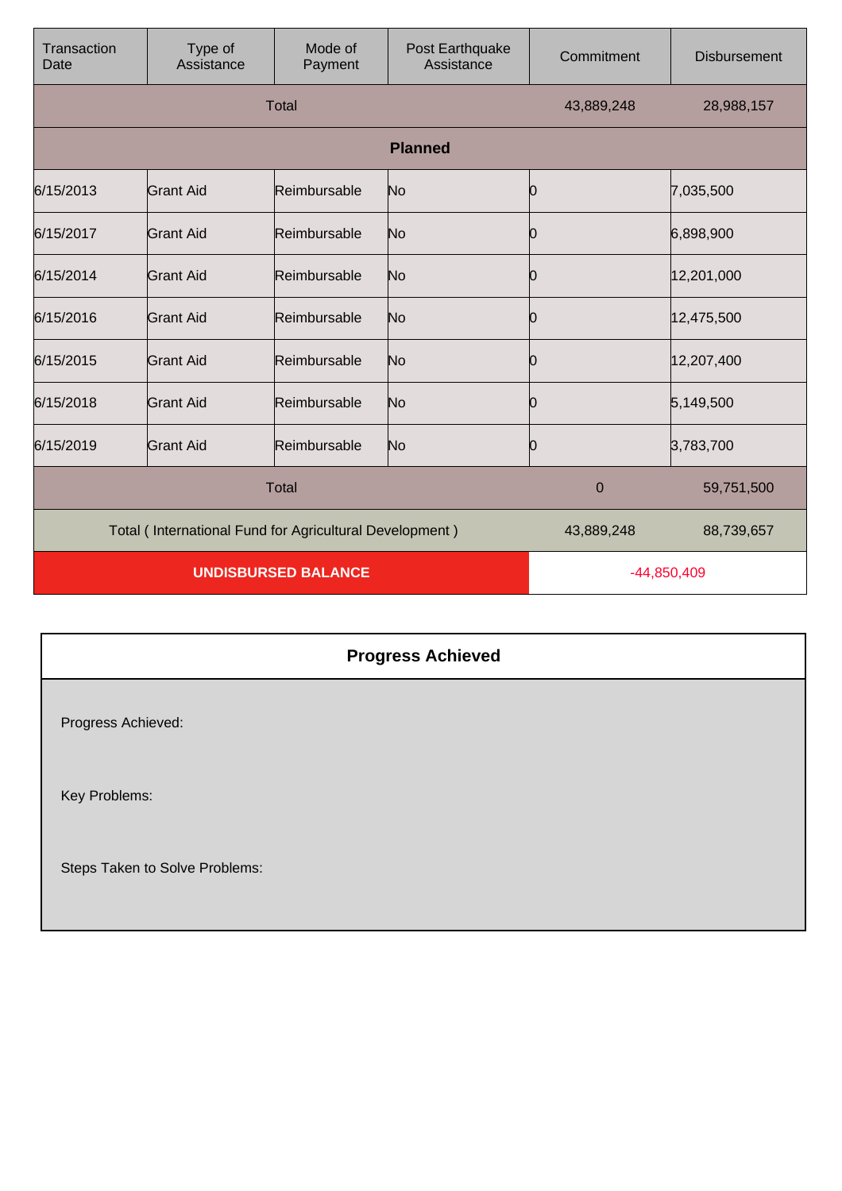| Transaction Date | Type of Assistance | Mode of Payment | Post Earthquake Assistance | Commitment | Disbursement |
|---|---|---|---|---|---|
| Total | | | | 43,889,248 | 28,988,157 |
| **Planned** | | | | | |
| 6/15/2013 | Grant Aid | Reimbursable | No | 0 | 7,035,500 |
| 6/15/2017 | Grant Aid | Reimbursable | No | 0 | 6,898,900 |
| 6/15/2014 | Grant Aid | Reimbursable | No | 0 | 12,201,000 |
| 6/15/2016 | Grant Aid | Reimbursable | No | 0 | 12,475,500 |
| 6/15/2015 | Grant Aid | Reimbursable | No | 0 | 12,207,400 |
| 6/15/2018 | Grant Aid | Reimbursable | No | 0 | 5,149,500 |
| 6/15/2019 | Grant Aid | Reimbursable | No | 0 | 3,783,700 |
| Total | | | | 0 | 59,751,500 |
| Total ( International Fund for Agricultural Development ) | | | | 43,889,248 | 88,739,657 |
| **UNDISBURSED BALANCE** | | | | -44,850,409 | |

## Progress Achieved

Progress Achieved:

Key Problems:

Steps Taken to Solve Problems: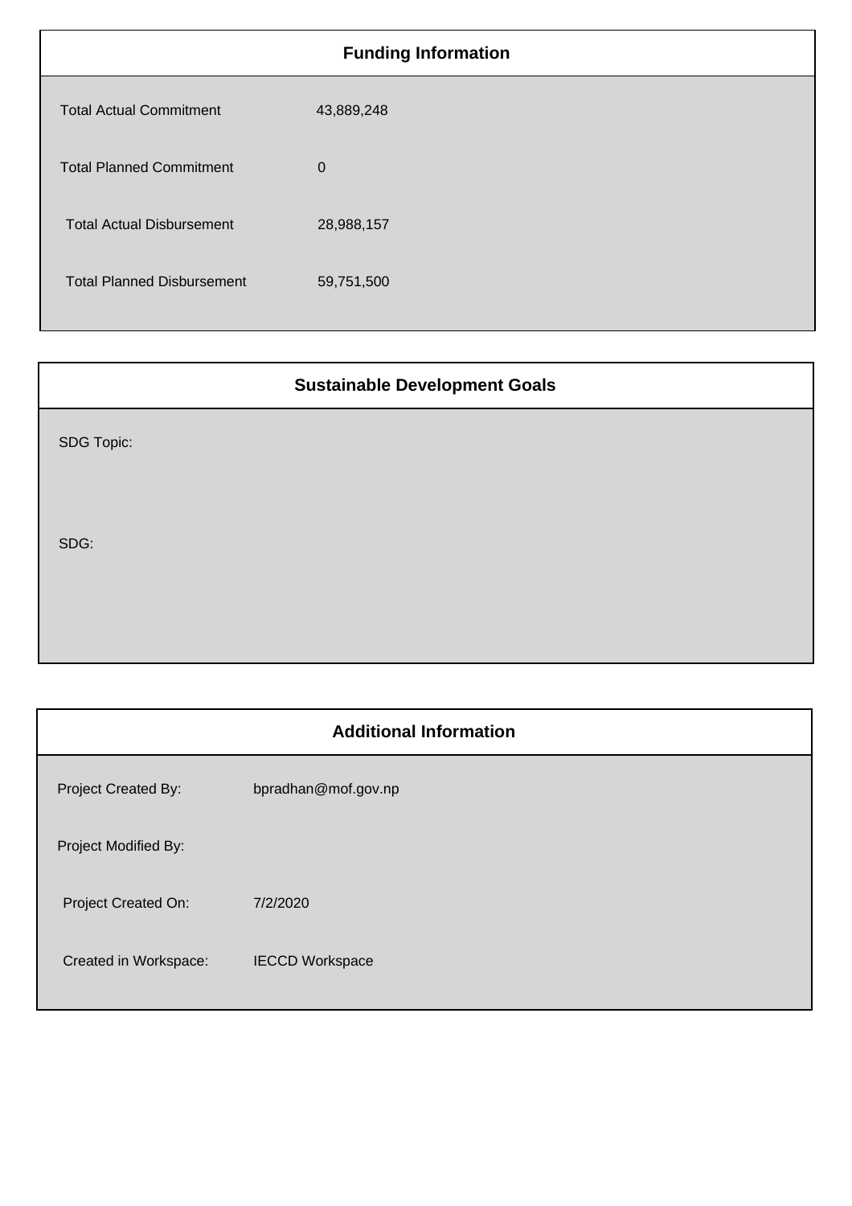## Funding Information

| | |
|---|---|
| Total Actual Commitment | 43,889,248 |
| Total Planned Commitment | 0 |
| Total Actual Disbursement | 28,988,157 |
| Total Planned Disbursement | 59,751,500 |

## Sustainable Development Goals

SDG Topic:

SDG:

## Additional Information

| | |
|---|---|
| Project Created By: | bpradhan@mof.gov.np |
| Project Modified By: | |
| Project Created On: | 7/2/2020 |
| Created in Workspace: | IECCD Workspace |